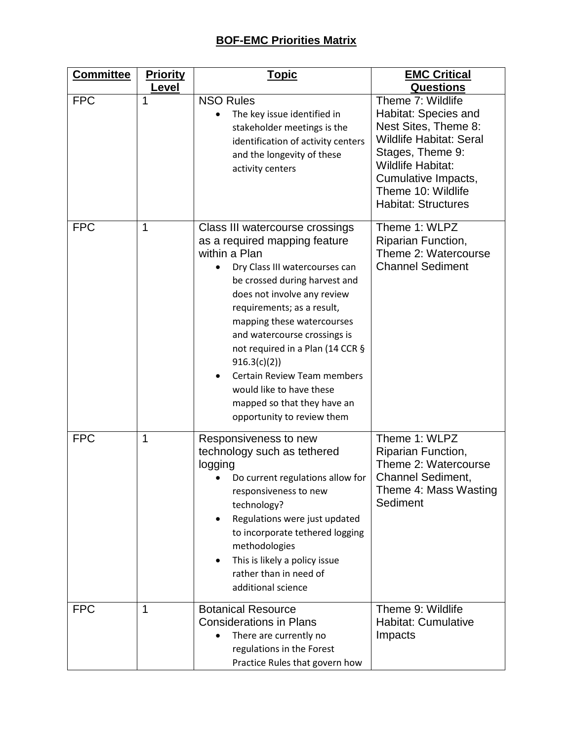# BOF-EMC Priorities Matrix

| Committee | Priority Level | Topic | EMC Critical Questions |
|---|---|---|---|
| FPC | 1 | NSO Rules<br>• The key issue identified in stakeholder meetings is the identification of activity centers and the longevity of these activity centers | Theme 7: Wildlife Habitat: Species and Nest Sites, Theme 8: Wildlife Habitat: Seral Stages, Theme 9: Wildlife Habitat: Cumulative Impacts, Theme 10: Wildlife Habitat: Structures |
| FPC | 1 | Class III watercourse crossings as a required mapping feature within a Plan<br>• Dry Class III watercourses can be crossed during harvest and does not involve any review requirements; as a result, mapping these watercourses and watercourse crossings is not required in a Plan (14 CCR § 916.3(c)(2))<br>• Certain Review Team members would like to have these mapped so that they have an opportunity to review them | Theme 1: WLPZ Riparian Function, Theme 2: Watercourse Channel Sediment |
| FPC | 1 | Responsiveness to new technology such as tethered logging<br>• Do current regulations allow for responsiveness to new technology?<br>• Regulations were just updated to incorporate tethered logging methodologies<br>• This is likely a policy issue rather than in need of additional science | Theme 1: WLPZ Riparian Function, Theme 2: Watercourse Channel Sediment, Theme 4: Mass Wasting Sediment |
| FPC | 1 | Botanical Resource Considerations in Plans<br>• There are currently no regulations in the Forest Practice Rules that govern how | Theme 9: Wildlife Habitat: Cumulative Impacts |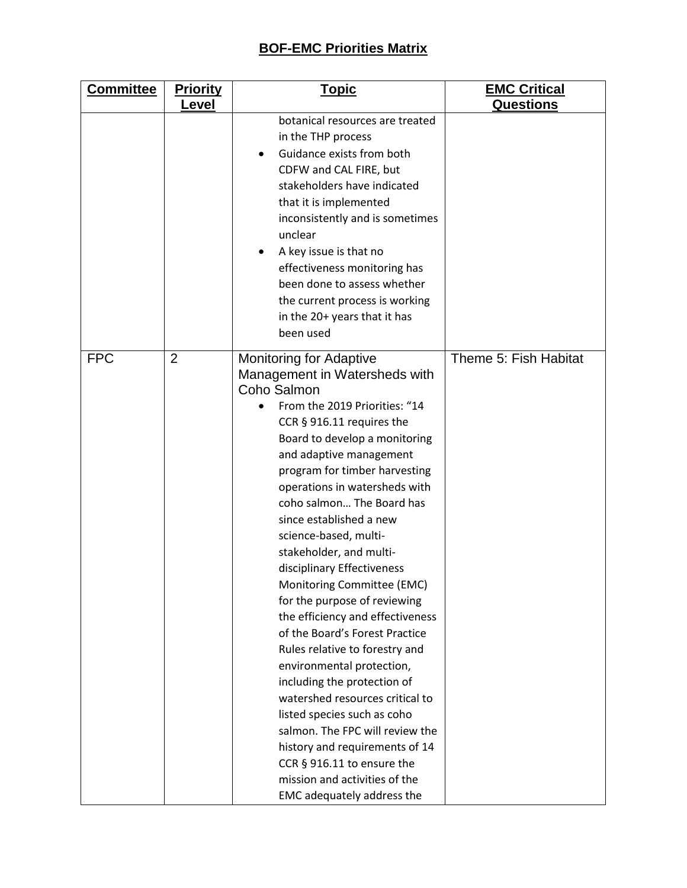## BOF-EMC Priorities Matrix

| Committee | Priority Level | Topic | EMC Critical Questions |
|---|---|---|---|
| | | botanical resources are treated in the THP process<br>• Guidance exists from both CDFW and CAL FIRE, but stakeholders have indicated that it is implemented inconsistently and is sometimes unclear<br>• A key issue is that no effectiveness monitoring has been done to assess whether the current process is working in the 20+ years that it has been used | |
| FPC | 2 | Monitoring for Adaptive Management in Watersheds with Coho Salmon<br>• From the 2019 Priorities: "14 CCR § 916.11 requires the Board to develop a monitoring and adaptive management program for timber harvesting operations in watersheds with coho salmon… The Board has since established a new science-based, multi-stakeholder, and multi-disciplinary Effectiveness Monitoring Committee (EMC) for the purpose of reviewing the efficiency and effectiveness of the Board's Forest Practice Rules relative to forestry and environmental protection, including the protection of watershed resources critical to listed species such as coho salmon. The FPC will review the history and requirements of 14 CCR § 916.11 to ensure the mission and activities of the EMC adequately address the | Theme 5: Fish Habitat |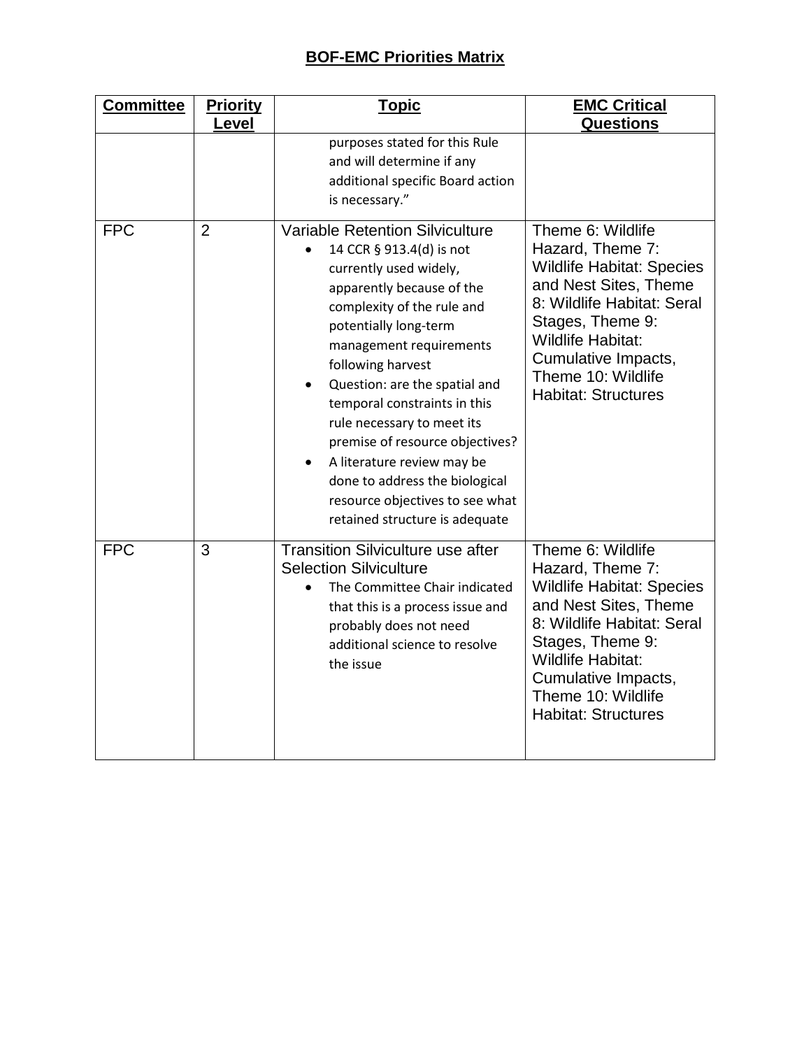## BOF-EMC Priorities Matrix

| Committee | Priority Level | Topic | EMC Critical Questions |
|---|---|---|---|
| | | purposes stated for this Rule and will determine if any additional specific Board action is necessary." | |
| FPC | 2 | Variable Retention Silviculture<br>• 14 CCR § 913.4(d) is not currently used widely, apparently because of the complexity of the rule and potentially long-term management requirements following harvest<br>• Question: are the spatial and temporal constraints in this rule necessary to meet its premise of resource objectives?<br>• A literature review may be done to address the biological resource objectives to see what retained structure is adequate | Theme 6: Wildlife Hazard, Theme 7: Wildlife Habitat: Species and Nest Sites, Theme 8: Wildlife Habitat: Seral Stages, Theme 9: Wildlife Habitat: Cumulative Impacts, Theme 10: Wildlife Habitat: Structures |
| FPC | 3 | Transition Silviculture use after Selection Silviculture<br>• The Committee Chair indicated that this is a process issue and probably does not need additional science to resolve the issue | Theme 6: Wildlife Hazard, Theme 7: Wildlife Habitat: Species and Nest Sites, Theme 8: Wildlife Habitat: Seral Stages, Theme 9: Wildlife Habitat: Cumulative Impacts, Theme 10: Wildlife Habitat: Structures |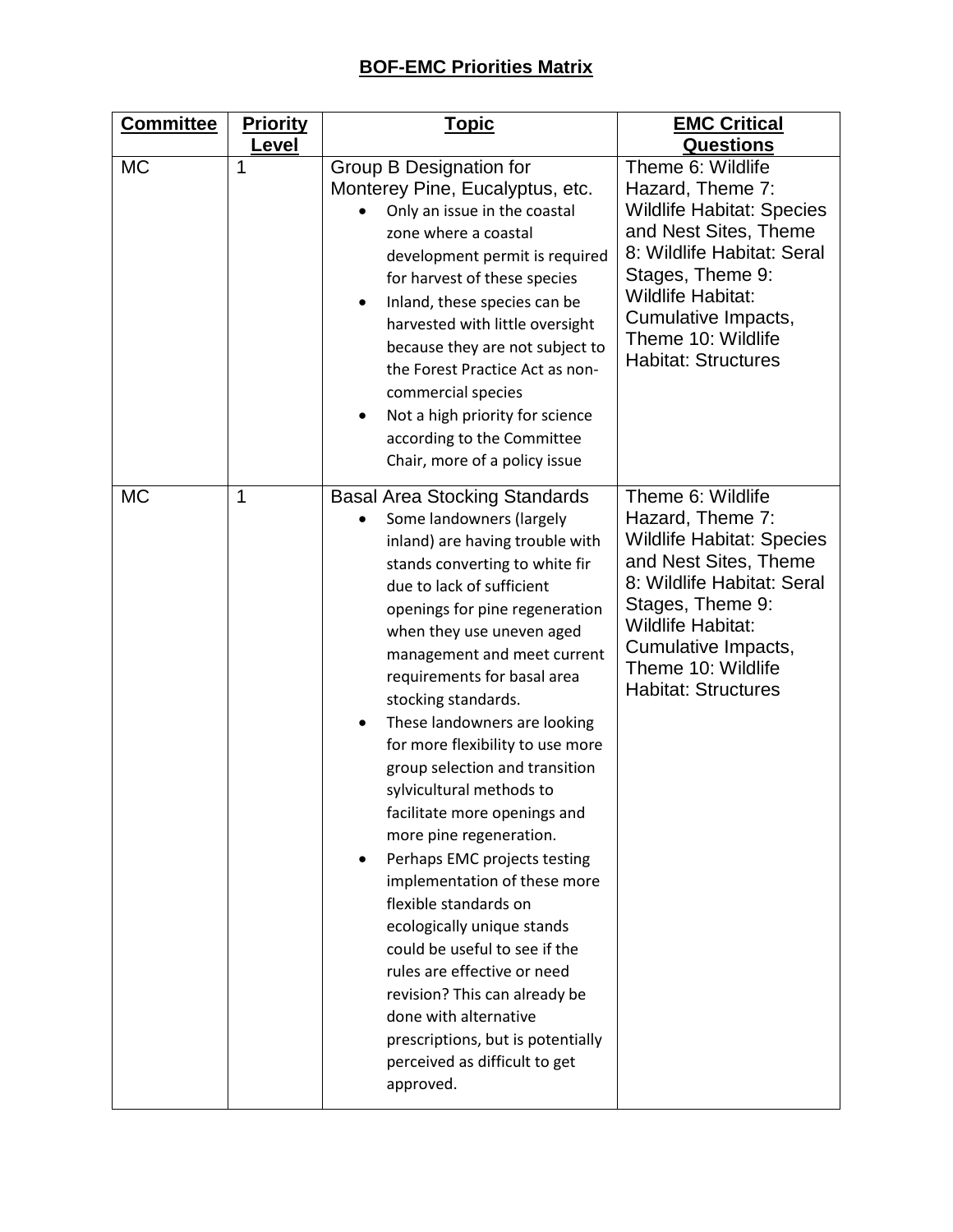## BOF-EMC Priorities Matrix

| Committee | Priority Level | Topic | EMC Critical Questions |
|---|---|---|---|
| MC | 1 | Group B Designation for Monterey Pine, Eucalyptus, etc.<br>• Only an issue in the coastal zone where a coastal development permit is required for harvest of these species<br>• Inland, these species can be harvested with little oversight because they are not subject to the Forest Practice Act as non-commercial species<br>• Not a high priority for science according to the Committee Chair, more of a policy issue | Theme 6: Wildlife Hazard, Theme 7: Wildlife Habitat: Species and Nest Sites, Theme 8: Wildlife Habitat: Seral Stages, Theme 9: Wildlife Habitat: Cumulative Impacts, Theme 10: Wildlife Habitat: Structures |
| MC | 1 | Basal Area Stocking Standards<br>• Some landowners (largely inland) are having trouble with stands converting to white fir due to lack of sufficient openings for pine regeneration when they use uneven aged management and meet current requirements for basal area stocking standards.<br>• These landowners are looking for more flexibility to use more group selection and transition sylvicultural methods to facilitate more openings and more pine regeneration.<br>• Perhaps EMC projects testing implementation of these more flexible standards on ecologically unique stands could be useful to see if the rules are effective or need revision? This can already be done with alternative prescriptions, but is potentially perceived as difficult to get approved. | Theme 6: Wildlife Hazard, Theme 7: Wildlife Habitat: Species and Nest Sites, Theme 8: Wildlife Habitat: Seral Stages, Theme 9: Wildlife Habitat: Cumulative Impacts, Theme 10: Wildlife Habitat: Structures |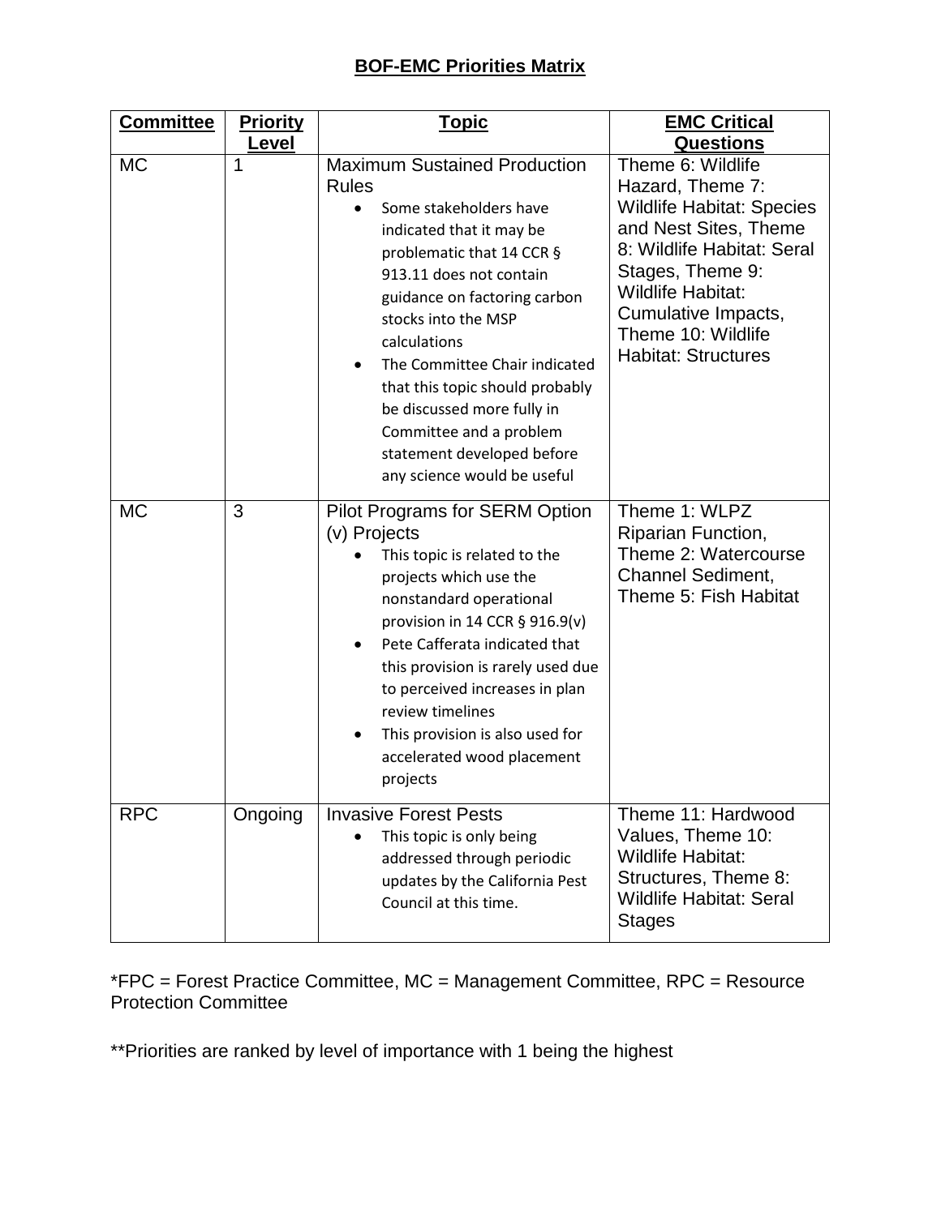**BOF-EMC Priorities Matrix**

| Committee | Priority Level | Topic | EMC Critical Questions |
|---|---|---|---|
| MC | 1 | Maximum Sustained Production Rules<br>• Some stakeholders have indicated that it may be problematic that 14 CCR § 913.11 does not contain guidance on factoring carbon stocks into the MSP calculations<br>• The Committee Chair indicated that this topic should probably be discussed more fully in Committee and a problem statement developed before any science would be useful | Theme 6: Wildlife Hazard, Theme 7: Wildlife Habitat: Species and Nest Sites, Theme 8: Wildlife Habitat: Seral Stages, Theme 9: Wildlife Habitat: Cumulative Impacts, Theme 10: Wildlife Habitat: Structures |
| MC | 3 | Pilot Programs for SERM Option (v) Projects<br>• This topic is related to the projects which use the nonstandard operational provision in 14 CCR § 916.9(v)<br>• Pete Cafferata indicated that this provision is rarely used due to perceived increases in plan review timelines<br>• This provision is also used for accelerated wood placement projects | Theme 1: WLPZ Riparian Function, Theme 2: Watercourse Channel Sediment, Theme 5: Fish Habitat |
| RPC | Ongoing | Invasive Forest Pests<br>• This topic is only being addressed through periodic updates by the California Pest Council at this time. | Theme 11: Hardwood Values, Theme 10: Wildlife Habitat: Structures, Theme 8: Wildlife Habitat: Seral Stages |

*FPC = Forest Practice Committee, MC = Management Committee, RPC = Resource Protection Committee

**Priorities are ranked by level of importance with 1 being the highest